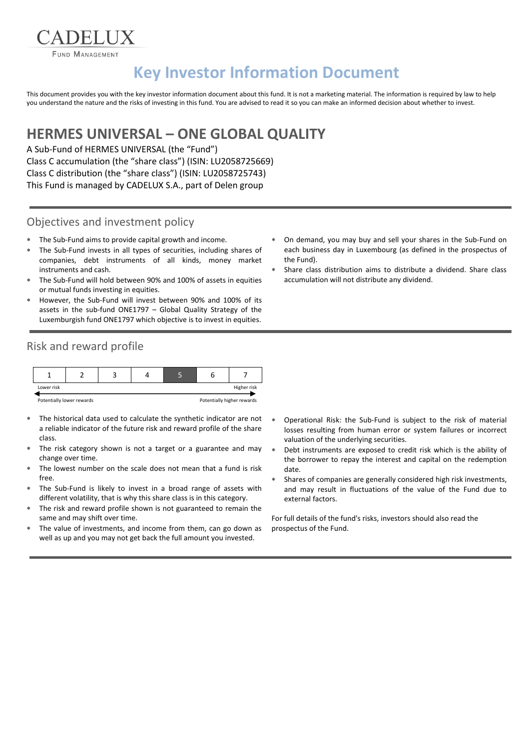CADELUX

FUND MANAGEMENT

# Key Investor Information Document

This document provides you with the key investor information document about this fund. It is not a marketing material. The information is required by law to help you understand the nature and the risks of investing in this fund. You are advised to read it so you can make an informed decision about whether to invest.

## HERMES UNIVERSAL – ONE GLOBAL QUALITY

A Sub-Fund of HERMES UNIVERSAL (the "Fund")
Class C accumulation (the "share class") (ISIN: LU2058725669)
Class C distribution (the "share class") (ISIN: LU2058725743)
This Fund is managed by CADELUX S.A., part of Delen group

## Objectives and investment policy

- The Sub-Fund aims to provide capital growth and income.
- The Sub-Fund invests in all types of securities, including shares of companies, debt instruments of all kinds, money market instruments and cash.
- The Sub-Fund will hold between 90% and 100% of assets in equities or mutual funds investing in equities.
- However, the Sub-Fund will invest between 90% and 100% of its assets in the sub-fund ONE1797 – Global Quality Strategy of the Luxemburgish fund ONE1797 which objective is to invest in equities.
- On demand, you may buy and sell your shares in the Sub-Fund on each business day in Luxembourg (as defined in the prospectus of the Fund).
- Share class distribution aims to distribute a dividend. Share class accumulation will not distribute any dividend.

## Risk and reward profile

| 1 | 2 | 3 | 4 | **5** | 6 | 7 |
|---|---|---|---|---|---|---|

Lower risk — Higher risk

Potentially lower rewards — Potentially higher rewards

- The historical data used to calculate the synthetic indicator are not a reliable indicator of the future risk and reward profile of the share class.
- The risk category shown is not a target or a guarantee and may change over time.
- The lowest number on the scale does not mean that a fund is risk free.
- The Sub-Fund is likely to invest in a broad range of assets with different volatility, that is why this share class is in this category.
- The risk and reward profile shown is not guaranteed to remain the same and may shift over time.
- The value of investments, and income from them, can go down as well as up and you may not get back the full amount you invested.
- Operational Risk: the Sub-Fund is subject to the risk of material losses resulting from human error or system failures or incorrect valuation of the underlying securities.
- Debt instruments are exposed to credit risk which is the ability of the borrower to repay the interest and capital on the redemption date.
- Shares of companies are generally considered high risk investments, and may result in fluctuations of the value of the Fund due to external factors.

For full details of the fund's risks, investors should also read the prospectus of the Fund.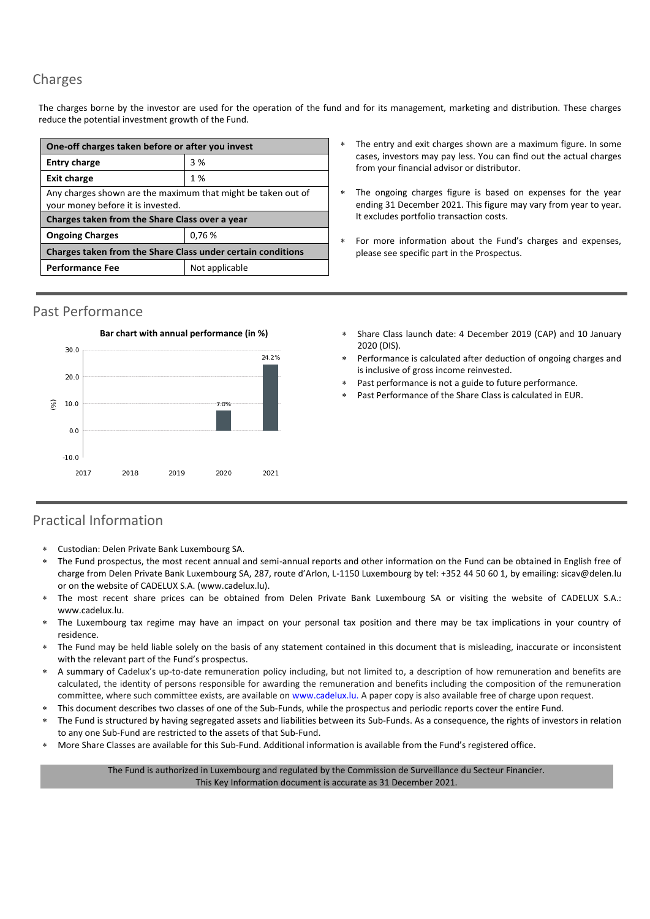## Charges

The charges borne by the investor are used for the operation of the fund and for its management, marketing and distribution. These charges reduce the potential investment growth of the Fund.

| One-off charges taken before or after you invest | |
|---|---|
| **Entry charge** | 3 % |
| **Exit charge** | 1 % |
| Any charges shown are the maximum that might be taken out of your money before it is invested. | |
| **Charges taken from the Share Class over a year** | |
| **Ongoing Charges** | 0,76 % |
| **Charges taken from the Share Class under certain conditions** | |
| **Performance Fee** | Not applicable |

* The entry and exit charges shown are a maximum figure. In some cases, investors may pay less. You can find out the actual charges from your financial advisor or distributor.
* The ongoing charges figure is based on expenses for the year ending 31 December 2021. This figure may vary from year to year. It excludes portfolio transaction costs.
* For more information about the Fund's charges and expenses, please see specific part in the Prospectus.

## Past Performance

**Bar chart with annual performance (in %)**

(%)

30.0
20.0
10.0
0.0
-10.0

2017
2018
2019
2020
2021

7.0%
24.2%

* Share Class launch date: 4 December 2019 (CAP) and 10 January 2020 (DIS).
* Performance is calculated after deduction of ongoing charges and is inclusive of gross income reinvested.
* Past performance is not a guide to future performance.
* Past Performance of the Share Class is calculated in EUR.

## Practical Information

* Custodian: Delen Private Bank Luxembourg SA.
* The Fund prospectus, the most recent annual and semi-annual reports and other information on the Fund can be obtained in English free of charge from Delen Private Bank Luxembourg SA, 287, route d'Arlon, L-1150 Luxembourg by tel: +352 44 50 60 1, by emailing: sicav@delen.lu or on the website of CADELUX S.A. (www.cadelux.lu).
* The most recent share prices can be obtained from Delen Private Bank Luxembourg SA or visiting the website of CADELUX S.A.: www.cadelux.lu.
* The Luxembourg tax regime may have an impact on your personal tax position and there may be tax implications in your country of residence.
* The Fund may be held liable solely on the basis of any statement contained in this document that is misleading, inaccurate or inconsistent with the relevant part of the Fund's prospectus.
* A summary of Cadelux's up-to-date remuneration policy including, but not limited to, a description of how remuneration and benefits are calculated, the identity of persons responsible for awarding the remuneration and benefits including the composition of the remuneration committee, where such committee exists, are available on www.cadelux.lu. A paper copy is also available free of charge upon request.
* This document describes two classes of one of the Sub-Funds, while the prospectus and periodic reports cover the entire Fund.
* The Fund is structured by having segregated assets and liabilities between its Sub-Funds. As a consequence, the rights of investors in relation to any one Sub-Fund are restricted to the assets of that Sub-Fund.
* More Share Classes are available for this Sub-Fund. Additional information is available from the Fund's registered office.

The Fund is authorized in Luxembourg and regulated by the Commission de Surveillance du Secteur Financier.
This Key Information document is accurate as 31 December 2021.